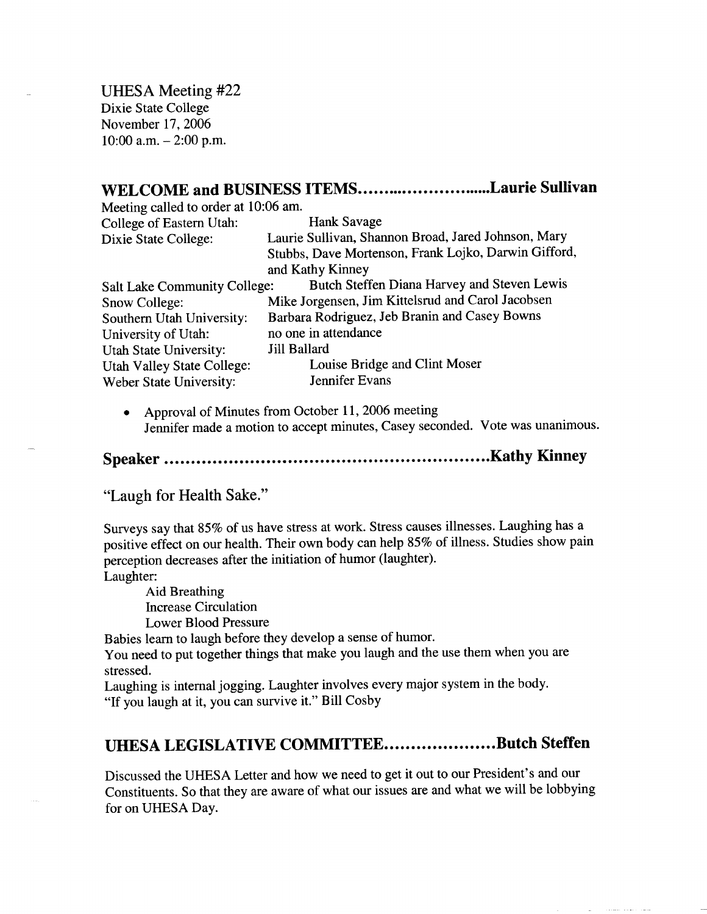UHESA Meeting #22
Dixie State College
November 17, 2006
10:00 a.m. – 2:00 p.m.

## WELCOME and BUSINESS ITEMS.............................Laurie Sullivan

Meeting called to order at 10:06 am.

| | |
|---|---|
| College of Eastern Utah: | Hank Savage |
| Dixie State College: | Laurie Sullivan, Shannon Broad, Jared Johnson, Mary Stubbs, Dave Mortenson, Frank Lojko, Darwin Gifford, and Kathy Kinney |
| Salt Lake Community College: | Butch Steffen Diana Harvey and Steven Lewis |
| Snow College: | Mike Jorgensen, Jim Kittelsrud and Carol Jacobsen |
| Southern Utah University: | Barbara Rodriguez, Jeb Branin and Casey Bowns |
| University of Utah: | no one in attendance |
| Utah State University: | Jill Ballard |
| Utah Valley State College: | Louise Bridge and Clint Moser |
| Weber State University: | Jennifer Evans |

- Approval of Minutes from October 11, 2006 meeting
  Jennifer made a motion to accept minutes, Casey seconded. Vote was unanimous.

## Speaker ......................................................Kathy Kinney

"Laugh for Health Sake."

Surveys say that 85% of us have stress at work. Stress causes illnesses. Laughing has a positive effect on our health. Their own body can help 85% of illness. Studies show pain perception decreases after the initiation of humor (laughter).

Laughter:

- Aid Breathing
- Increase Circulation
- Lower Blood Pressure

Babies learn to laugh before they develop a sense of humor.

You need to put together things that make you laugh and the use them when you are stressed.

Laughing is internal jogging. Laughter involves every major system in the body.

"If you laugh at it, you can survive it." Bill Cosby

## UHESA LEGISLATIVE COMMITTEE.....................Butch Steffen

Discussed the UHESA Letter and how we need to get it out to our President's and our Constituents. So that they are aware of what our issues are and what we will be lobbying for on UHESA Day.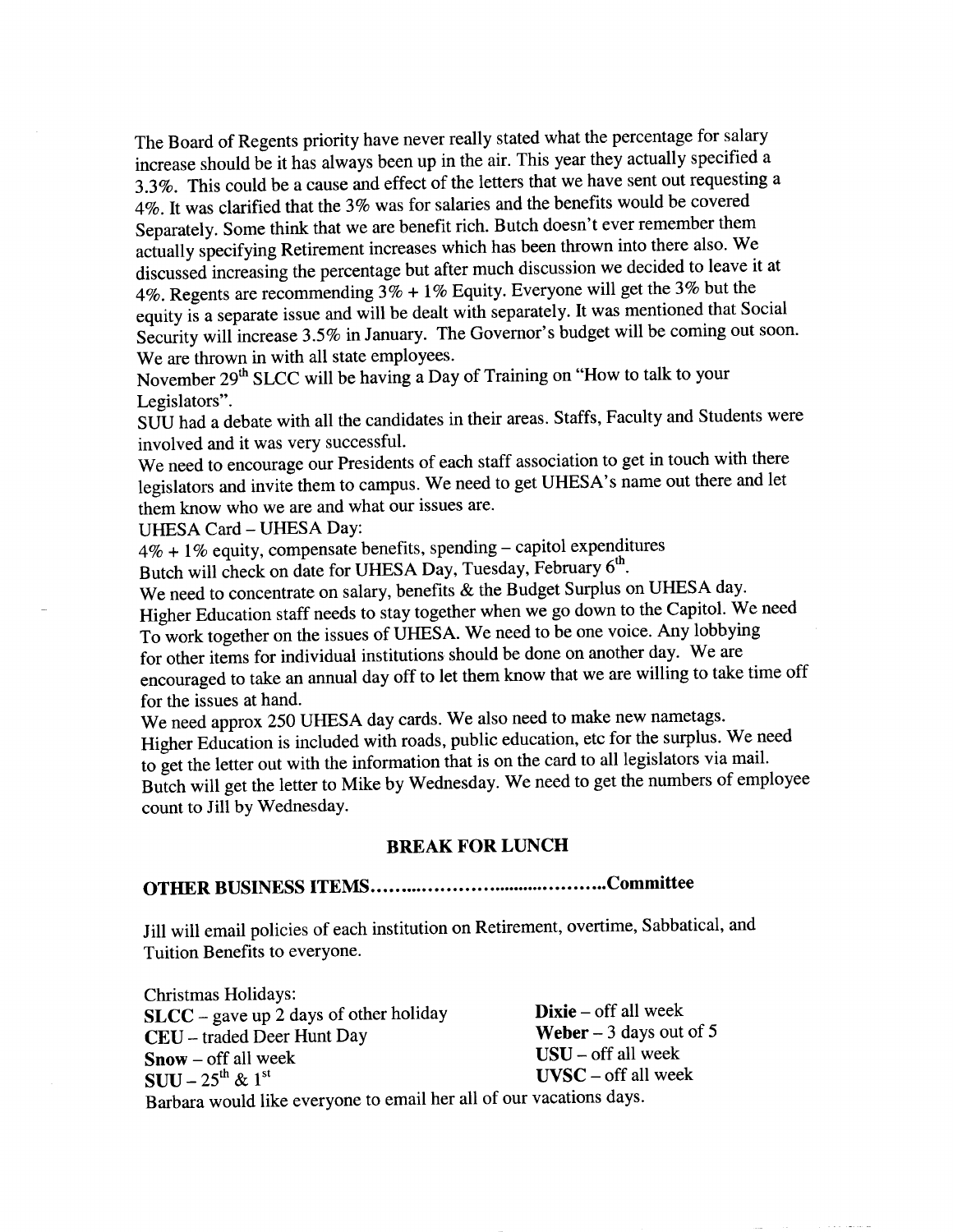The Board of Regents priority have never really stated what the percentage for salary increase should be it has always been up in the air. This year they actually specified a 3.3%. This could be a cause and effect of the letters that we have sent out requesting a 4%. It was clarified that the 3% was for salaries and the benefits would be covered Separately. Some think that we are benefit rich. Butch doesn't ever remember them actually specifying Retirement increases which has been thrown into there also. We discussed increasing the percentage but after much discussion we decided to leave it at 4%. Regents are recommending 3% + 1% Equity. Everyone will get the 3% but the equity is a separate issue and will be dealt with separately. It was mentioned that Social Security will increase 3.5% in January. The Governor's budget will be coming out soon. We are thrown in with all state employees.

November 29th SLCC will be having a Day of Training on "How to talk to your Legislators".

SUU had a debate with all the candidates in their areas. Staffs, Faculty and Students were involved and it was very successful.

We need to encourage our Presidents of each staff association to get in touch with there legislators and invite them to campus. We need to get UHESA's name out there and let them know who we are and what our issues are.

UHESA Card – UHESA Day:

4% + 1% equity, compensate benefits, spending – capitol expenditures

Butch will check on date for UHESA Day, Tuesday, February 6th.

We need to concentrate on salary, benefits & the Budget Surplus on UHESA day.

Higher Education staff needs to stay together when we go down to the Capitol. We need To work together on the issues of UHESA. We need to be one voice. Any lobbying for other items for individual institutions should be done on another day. We are encouraged to take an annual day off to let them know that we are willing to take time off for the issues at hand.

We need approx 250 UHESA day cards. We also need to make new nametags.

Higher Education is included with roads, public education, etc for the surplus. We need to get the letter out with the information that is on the card to all legislators via mail.

Butch will get the letter to Mike by Wednesday. We need to get the numbers of employee count to Jill by Wednesday.

**BREAK FOR LUNCH**

**OTHER BUSINESS ITEMS……………………………………Committee**

Jill will email policies of each institution on Retirement, overtime, Sabbatical, and Tuition Benefits to everyone.

Christmas Holidays:

**SLCC** – gave up 2 days of other holiday
**CEU** – traded Deer Hunt Day
**Snow** – off all week
**SUU** – 25th & 1st
**Dixie** – off all week
**Weber** – 3 days out of 5
**USU** – off all week
**UVSC** – off all week

Barbara would like everyone to email her all of our vacations days.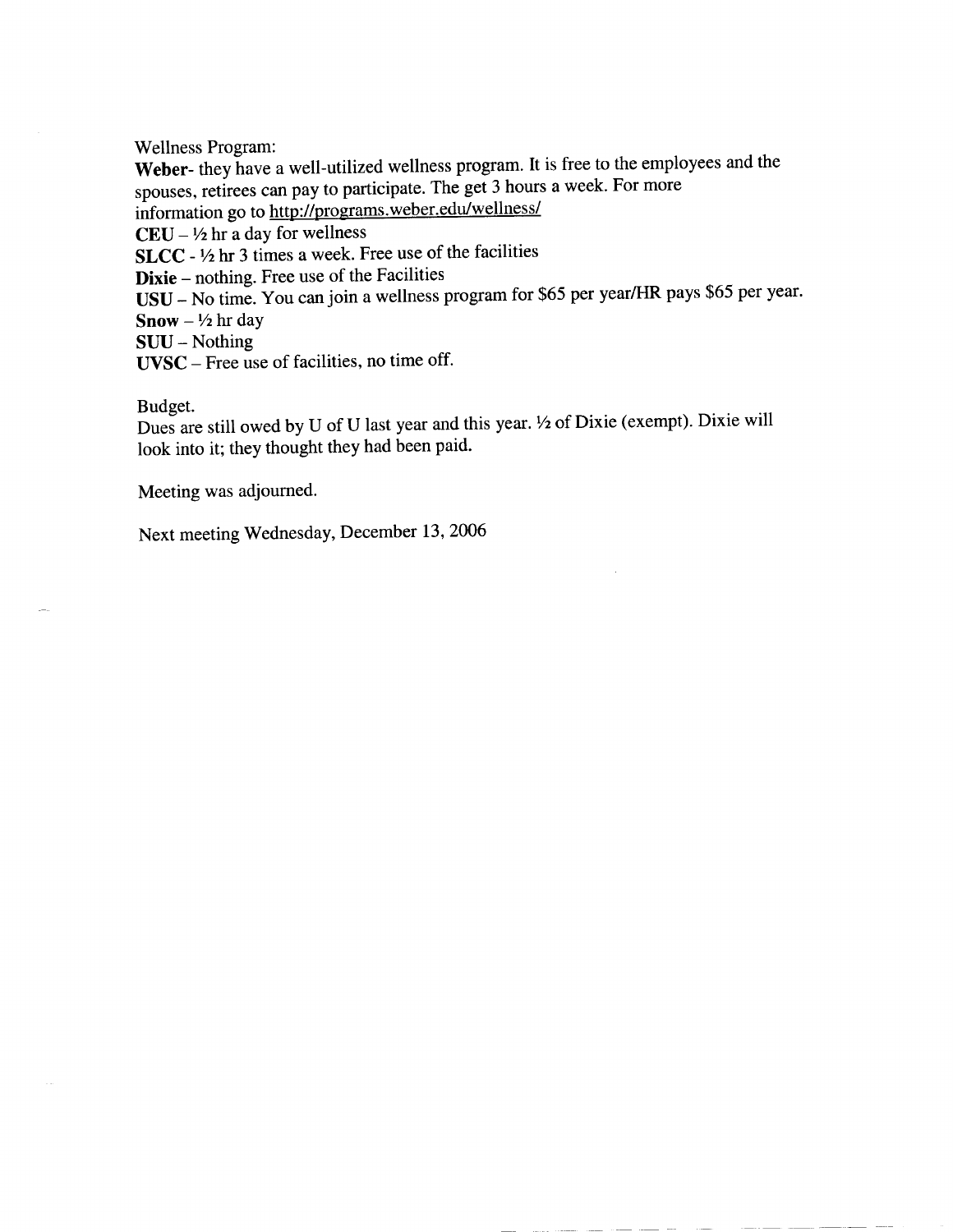Wellness Program:

**Weber**- they have a well-utilized wellness program. It is free to the employees and the spouses, retirees can pay to participate. The get 3 hours a week. For more information go to http://programs.weber.edu/wellness/

**CEU** – ½ hr a day for wellness

**SLCC** - ½ hr 3 times a week. Free use of the facilities

**Dixie** – nothing. Free use of the Facilities

**USU** – No time. You can join a wellness program for $65 per year/HR pays $65 per year.

**Snow** – ½ hr day

**SUU** – Nothing

**UVSC** – Free use of facilities, no time off.

Budget.

Dues are still owed by U of U last year and this year. ½ of Dixie (exempt). Dixie will look into it; they thought they had been paid.

Meeting was adjourned.

Next meeting Wednesday, December 13, 2006